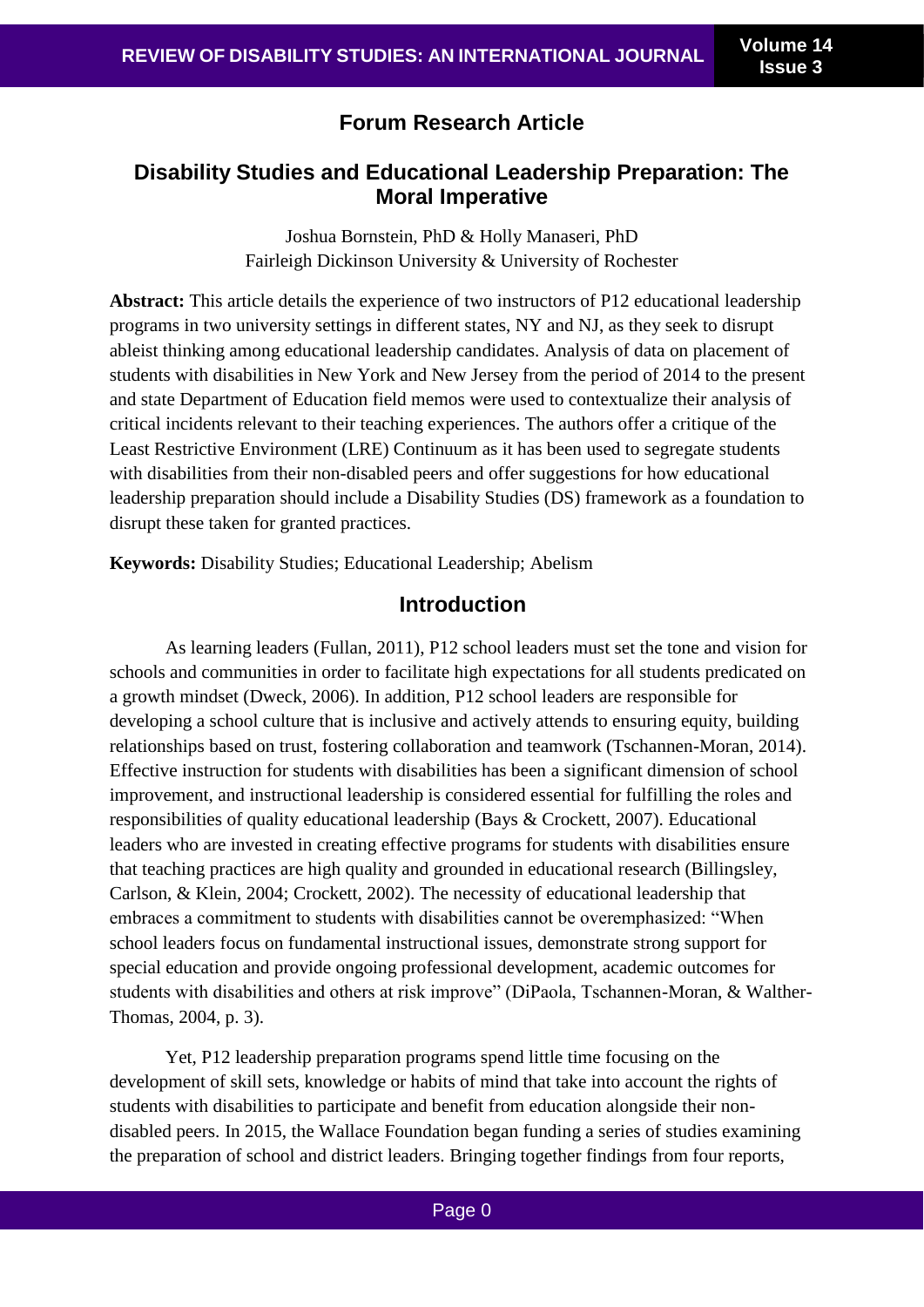## Forum Research Article

# Disability Studies and Educational Leadership Preparation: The Moral Imperative

Joshua Bornstein, PhD & Holly Manaseri, PhD
Fairleigh Dickinson University & University of Rochester

**Abstract:** This article details the experience of two instructors of P12 educational leadership programs in two university settings in different states, NY and NJ, as they seek to disrupt ableist thinking among educational leadership candidates. Analysis of data on placement of students with disabilities in New York and New Jersey from the period of 2014 to the present and state Department of Education field memos were used to contextualize their analysis of critical incidents relevant to their teaching experiences. The authors offer a critique of the Least Restrictive Environment (LRE) Continuum as it has been used to segregate students with disabilities from their non-disabled peers and offer suggestions for how educational leadership preparation should include a Disability Studies (DS) framework as a foundation to disrupt these taken for granted practices.

**Keywords:** Disability Studies; Educational Leadership; Abelism

## Introduction

As learning leaders (Fullan, 2011), P12 school leaders must set the tone and vision for schools and communities in order to facilitate high expectations for all students predicated on a growth mindset (Dweck, 2006). In addition, P12 school leaders are responsible for developing a school culture that is inclusive and actively attends to ensuring equity, building relationships based on trust, fostering collaboration and teamwork (Tschannen-Moran, 2014). Effective instruction for students with disabilities has been a significant dimension of school improvement, and instructional leadership is considered essential for fulfilling the roles and responsibilities of quality educational leadership (Bays & Crockett, 2007). Educational leaders who are invested in creating effective programs for students with disabilities ensure that teaching practices are high quality and grounded in educational research (Billingsley, Carlson, & Klein, 2004; Crockett, 2002). The necessity of educational leadership that embraces a commitment to students with disabilities cannot be overemphasized: "When school leaders focus on fundamental instructional issues, demonstrate strong support for special education and provide ongoing professional development, academic outcomes for students with disabilities and others at risk improve" (DiPaola, Tschannen-Moran, & Walther-Thomas, 2004, p. 3).

Yet, P12 leadership preparation programs spend little time focusing on the development of skill sets, knowledge or habits of mind that take into account the rights of students with disabilities to participate and benefit from education alongside their non-disabled peers. In 2015, the Wallace Foundation began funding a series of studies examining the preparation of school and district leaders. Bringing together findings from four reports,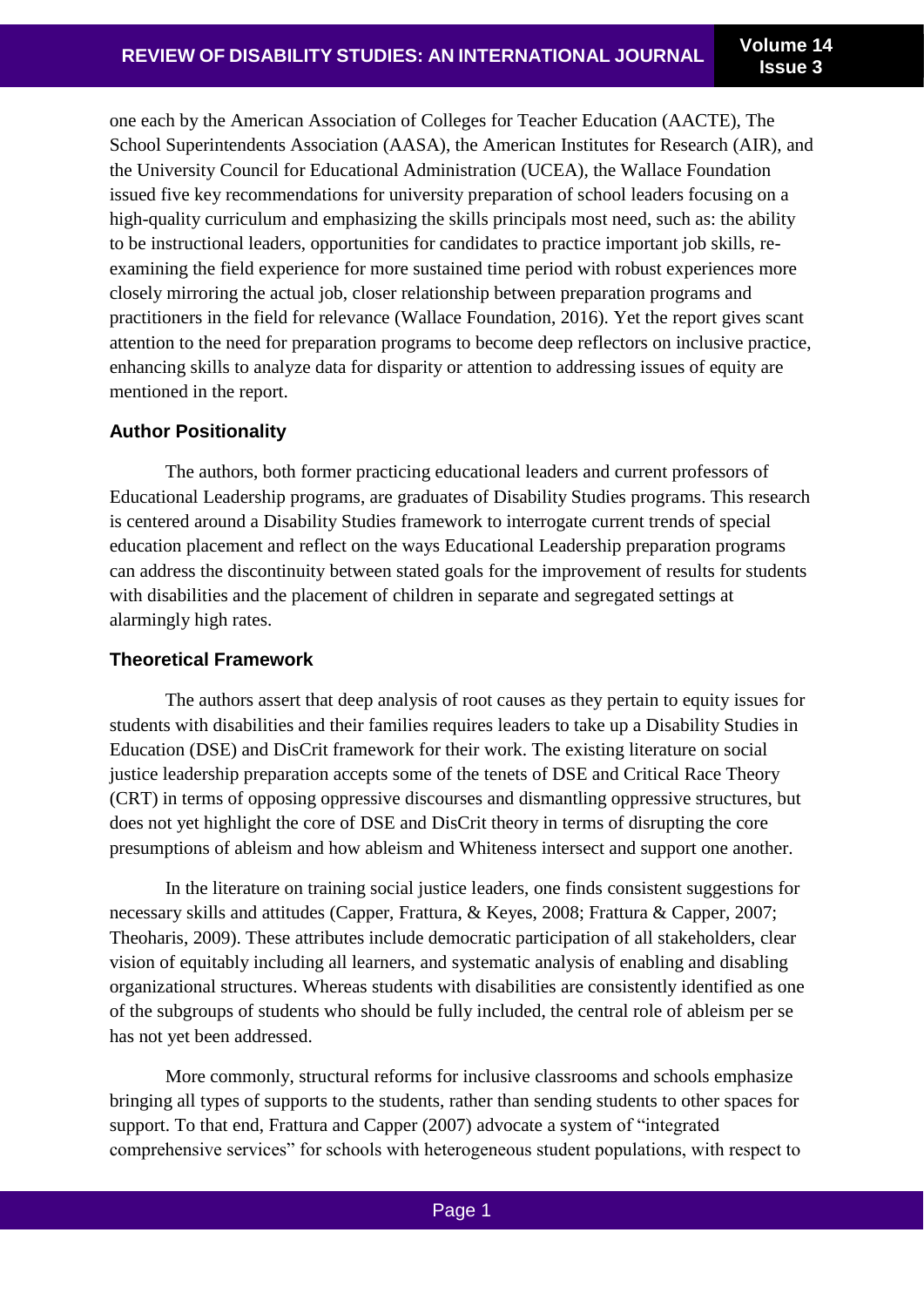one each by the American Association of Colleges for Teacher Education (AACTE), The School Superintendents Association (AASA), the American Institutes for Research (AIR), and the University Council for Educational Administration (UCEA), the Wallace Foundation issued five key recommendations for university preparation of school leaders focusing on a high-quality curriculum and emphasizing the skills principals most need, such as: the ability to be instructional leaders, opportunities for candidates to practice important job skills, re-examining the field experience for more sustained time period with robust experiences more closely mirroring the actual job, closer relationship between preparation programs and practitioners in the field for relevance (Wallace Foundation, 2016). Yet the report gives scant attention to the need for preparation programs to become deep reflectors on inclusive practice, enhancing skills to analyze data for disparity or attention to addressing issues of equity are mentioned in the report.

### Author Positionality

The authors, both former practicing educational leaders and current professors of Educational Leadership programs, are graduates of Disability Studies programs. This research is centered around a Disability Studies framework to interrogate current trends of special education placement and reflect on the ways Educational Leadership preparation programs can address the discontinuity between stated goals for the improvement of results for students with disabilities and the placement of children in separate and segregated settings at alarmingly high rates.

### Theoretical Framework

The authors assert that deep analysis of root causes as they pertain to equity issues for students with disabilities and their families requires leaders to take up a Disability Studies in Education (DSE) and DisCrit framework for their work. The existing literature on social justice leadership preparation accepts some of the tenets of DSE and Critical Race Theory (CRT) in terms of opposing oppressive discourses and dismantling oppressive structures, but does not yet highlight the core of DSE and DisCrit theory in terms of disrupting the core presumptions of ableism and how ableism and Whiteness intersect and support one another.

In the literature on training social justice leaders, one finds consistent suggestions for necessary skills and attitudes (Capper, Frattura, & Keyes, 2008; Frattura & Capper, 2007; Theoharis, 2009). These attributes include democratic participation of all stakeholders, clear vision of equitably including all learners, and systematic analysis of enabling and disabling organizational structures. Whereas students with disabilities are consistently identified as one of the subgroups of students who should be fully included, the central role of ableism per se has not yet been addressed.

More commonly, structural reforms for inclusive classrooms and schools emphasize bringing all types of supports to the students, rather than sending students to other spaces for support. To that end, Frattura and Capper (2007) advocate a system of "integrated comprehensive services" for schools with heterogeneous student populations, with respect to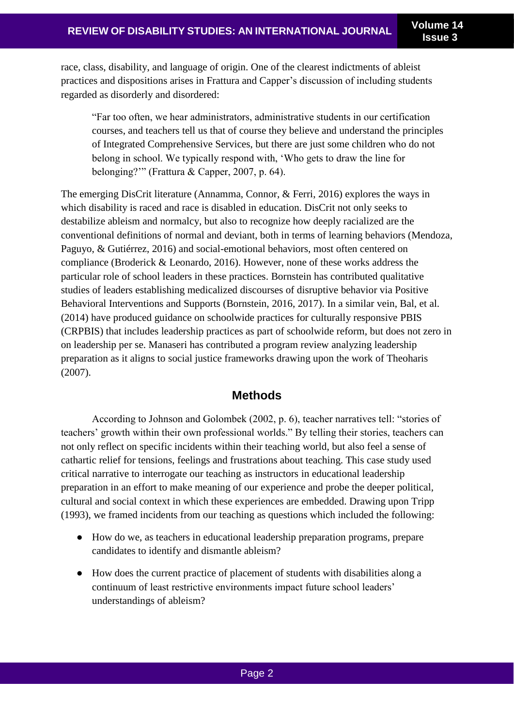race, class, disability, and language of origin. One of the clearest indictments of ableist practices and dispositions arises in Frattura and Capper's discussion of including students regarded as disorderly and disordered:

> "Far too often, we hear administrators, administrative students in our certification courses, and teachers tell us that of course they believe and understand the principles of Integrated Comprehensive Services, but there are just some children who do not belong in school. We typically respond with, 'Who gets to draw the line for belonging?'" (Frattura & Capper, 2007, p. 64).

The emerging DisCrit literature (Annamma, Connor, & Ferri, 2016) explores the ways in which disability is raced and race is disabled in education. DisCrit not only seeks to destabilize ableism and normalcy, but also to recognize how deeply racialized are the conventional definitions of normal and deviant, both in terms of learning behaviors (Mendoza, Paguyo, & Gutiérrez, 2016) and social-emotional behaviors, most often centered on compliance (Broderick & Leonardo, 2016). However, none of these works address the particular role of school leaders in these practices. Bornstein has contributed qualitative studies of leaders establishing medicalized discourses of disruptive behavior via Positive Behavioral Interventions and Supports (Bornstein, 2016, 2017). In a similar vein, Bal, et al. (2014) have produced guidance on schoolwide practices for culturally responsive PBIS (CRPBIS) that includes leadership practices as part of schoolwide reform, but does not zero in on leadership per se. Manaseri has contributed a program review analyzing leadership preparation as it aligns to social justice frameworks drawing upon the work of Theoharis (2007).

## Methods

According to Johnson and Golombek (2002, p. 6), teacher narratives tell: "stories of teachers' growth within their own professional worlds." By telling their stories, teachers can not only reflect on specific incidents within their teaching world, but also feel a sense of cathartic relief for tensions, feelings and frustrations about teaching. This case study used critical narrative to interrogate our teaching as instructors in educational leadership preparation in an effort to make meaning of our experience and probe the deeper political, cultural and social context in which these experiences are embedded. Drawing upon Tripp (1993), we framed incidents from our teaching as questions which included the following:

- How do we, as teachers in educational leadership preparation programs, prepare candidates to identify and dismantle ableism?
- How does the current practice of placement of students with disabilities along a continuum of least restrictive environments impact future school leaders' understandings of ableism?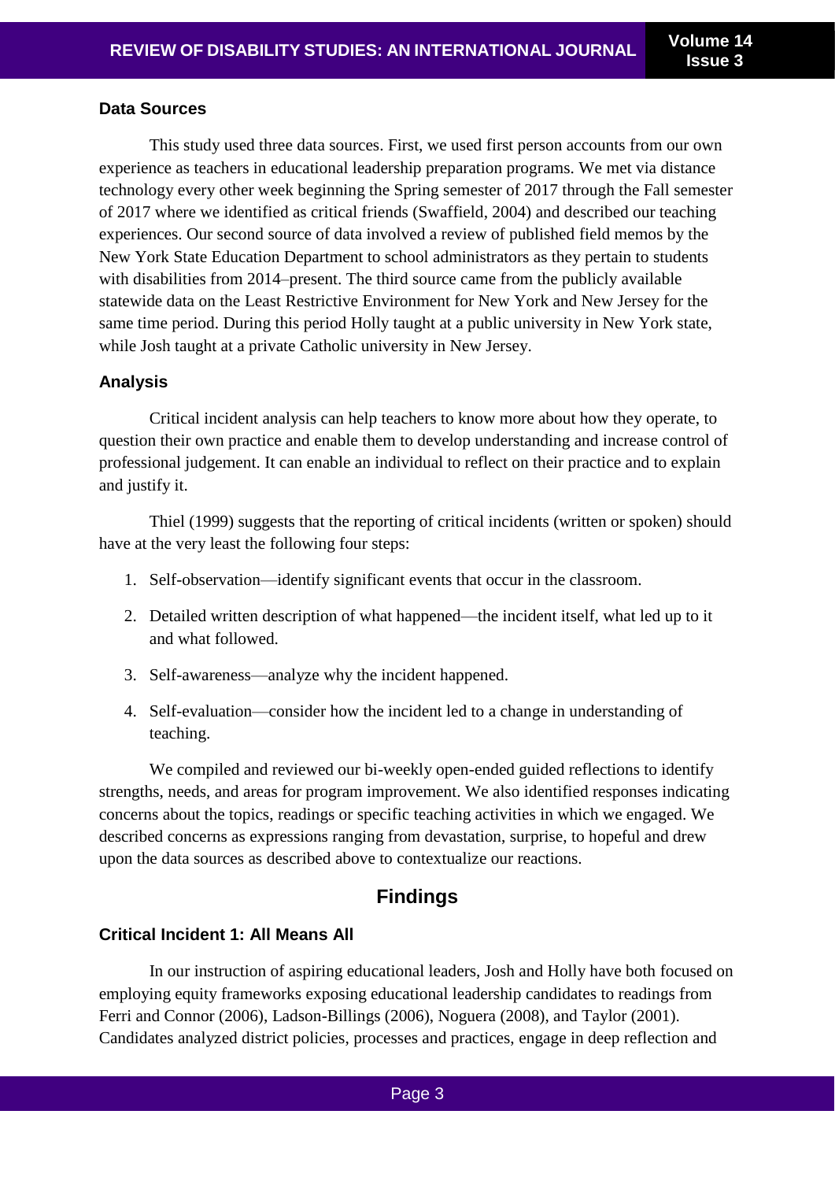### Data Sources

This study used three data sources. First, we used first person accounts from our own experience as teachers in educational leadership preparation programs. We met via distance technology every other week beginning the Spring semester of 2017 through the Fall semester of 2017 where we identified as critical friends (Swaffield, 2004) and described our teaching experiences. Our second source of data involved a review of published field memos by the New York State Education Department to school administrators as they pertain to students with disabilities from 2014–present. The third source came from the publicly available statewide data on the Least Restrictive Environment for New York and New Jersey for the same time period. During this period Holly taught at a public university in New York state, while Josh taught at a private Catholic university in New Jersey.

### Analysis

Critical incident analysis can help teachers to know more about how they operate, to question their own practice and enable them to develop understanding and increase control of professional judgement. It can enable an individual to reflect on their practice and to explain and justify it.

Thiel (1999) suggests that the reporting of critical incidents (written or spoken) should have at the very least the following four steps:

1. Self-observation—identify significant events that occur in the classroom.
2. Detailed written description of what happened—the incident itself, what led up to it and what followed.
3. Self-awareness—analyze why the incident happened.
4. Self-evaluation—consider how the incident led to a change in understanding of teaching.

We compiled and reviewed our bi-weekly open-ended guided reflections to identify strengths, needs, and areas for program improvement. We also identified responses indicating concerns about the topics, readings or specific teaching activities in which we engaged. We described concerns as expressions ranging from devastation, surprise, to hopeful and drew upon the data sources as described above to contextualize our reactions.

## Findings

### Critical Incident 1: All Means All

In our instruction of aspiring educational leaders, Josh and Holly have both focused on employing equity frameworks exposing educational leadership candidates to readings from Ferri and Connor (2006), Ladson-Billings (2006), Noguera (2008), and Taylor (2001). Candidates analyzed district policies, processes and practices, engage in deep reflection and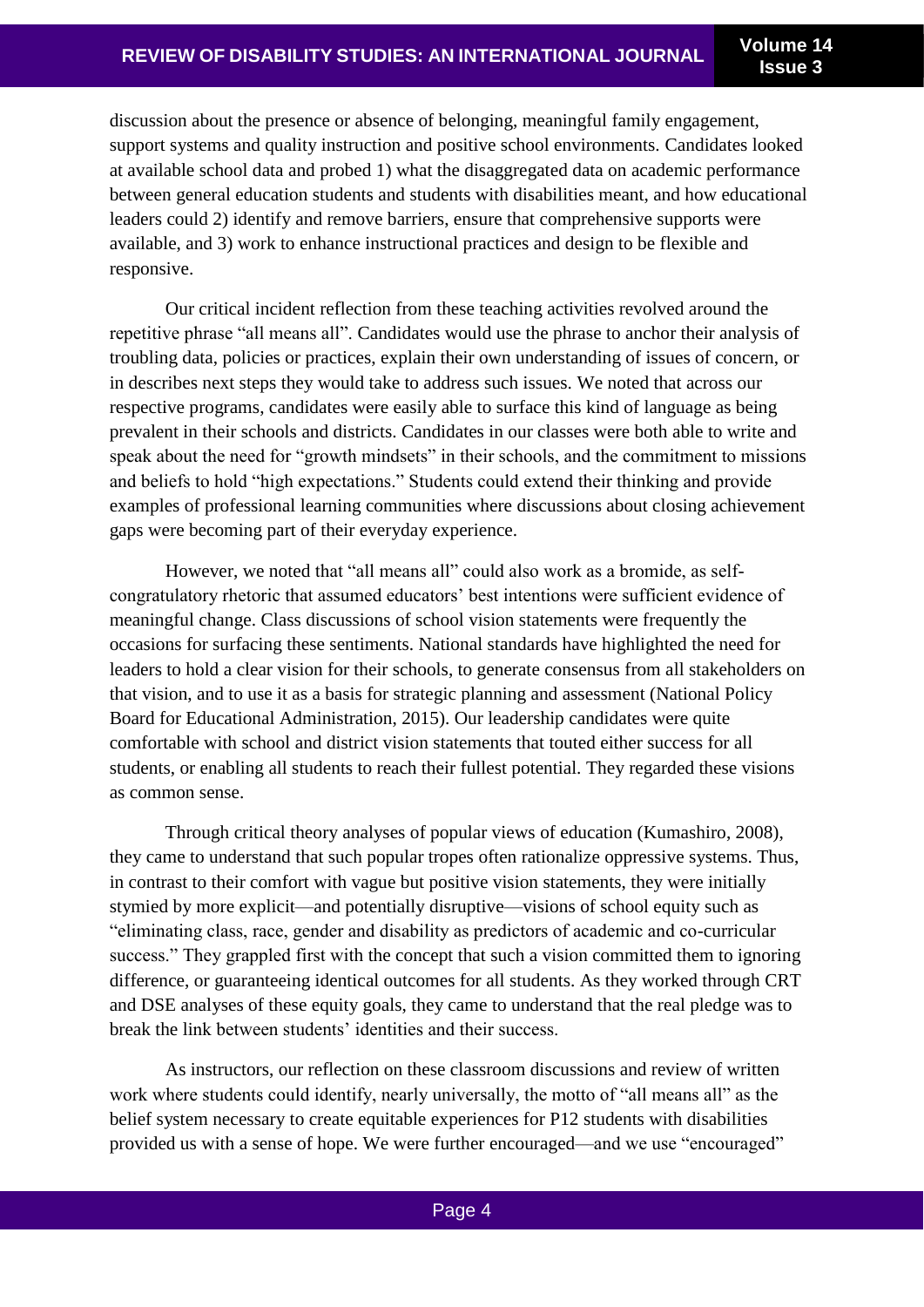discussion about the presence or absence of belonging, meaningful family engagement, support systems and quality instruction and positive school environments. Candidates looked at available school data and probed 1) what the disaggregated data on academic performance between general education students and students with disabilities meant, and how educational leaders could 2) identify and remove barriers, ensure that comprehensive supports were available, and 3) work to enhance instructional practices and design to be flexible and responsive.

Our critical incident reflection from these teaching activities revolved around the repetitive phrase "all means all". Candidates would use the phrase to anchor their analysis of troubling data, policies or practices, explain their own understanding of issues of concern, or in describes next steps they would take to address such issues. We noted that across our respective programs, candidates were easily able to surface this kind of language as being prevalent in their schools and districts. Candidates in our classes were both able to write and speak about the need for "growth mindsets" in their schools, and the commitment to missions and beliefs to hold "high expectations." Students could extend their thinking and provide examples of professional learning communities where discussions about closing achievement gaps were becoming part of their everyday experience.

However, we noted that "all means all" could also work as a bromide, as self-congratulatory rhetoric that assumed educators' best intentions were sufficient evidence of meaningful change. Class discussions of school vision statements were frequently the occasions for surfacing these sentiments. National standards have highlighted the need for leaders to hold a clear vision for their schools, to generate consensus from all stakeholders on that vision, and to use it as a basis for strategic planning and assessment (National Policy Board for Educational Administration, 2015). Our leadership candidates were quite comfortable with school and district vision statements that touted either success for all students, or enabling all students to reach their fullest potential. They regarded these visions as common sense.

Through critical theory analyses of popular views of education (Kumashiro, 2008), they came to understand that such popular tropes often rationalize oppressive systems. Thus, in contrast to their comfort with vague but positive vision statements, they were initially stymied by more explicit—and potentially disruptive—visions of school equity such as "eliminating class, race, gender and disability as predictors of academic and co-curricular success." They grappled first with the concept that such a vision committed them to ignoring difference, or guaranteeing identical outcomes for all students. As they worked through CRT and DSE analyses of these equity goals, they came to understand that the real pledge was to break the link between students' identities and their success.

As instructors, our reflection on these classroom discussions and review of written work where students could identify, nearly universally, the motto of "all means all" as the belief system necessary to create equitable experiences for P12 students with disabilities provided us with a sense of hope. We were further encouraged—and we use "encouraged"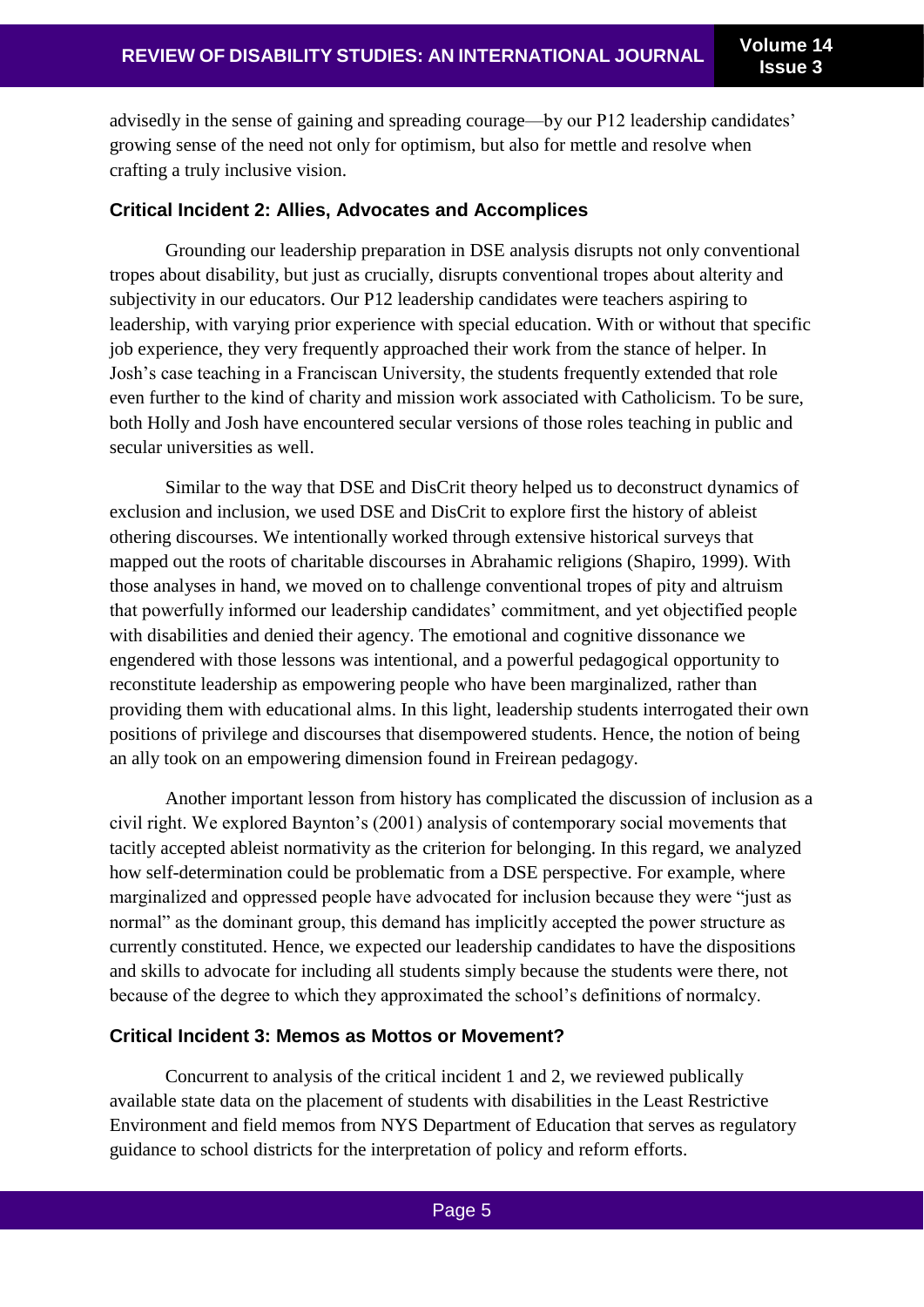advisedly in the sense of gaining and spreading courage—by our P12 leadership candidates' growing sense of the need not only for optimism, but also for mettle and resolve when crafting a truly inclusive vision.

### Critical Incident 2: Allies, Advocates and Accomplices

Grounding our leadership preparation in DSE analysis disrupts not only conventional tropes about disability, but just as crucially, disrupts conventional tropes about alterity and subjectivity in our educators. Our P12 leadership candidates were teachers aspiring to leadership, with varying prior experience with special education. With or without that specific job experience, they very frequently approached their work from the stance of helper. In Josh's case teaching in a Franciscan University, the students frequently extended that role even further to the kind of charity and mission work associated with Catholicism. To be sure, both Holly and Josh have encountered secular versions of those roles teaching in public and secular universities as well.

Similar to the way that DSE and DisCrit theory helped us to deconstruct dynamics of exclusion and inclusion, we used DSE and DisCrit to explore first the history of ableist othering discourses. We intentionally worked through extensive historical surveys that mapped out the roots of charitable discourses in Abrahamic religions (Shapiro, 1999). With those analyses in hand, we moved on to challenge conventional tropes of pity and altruism that powerfully informed our leadership candidates' commitment, and yet objectified people with disabilities and denied their agency. The emotional and cognitive dissonance we engendered with those lessons was intentional, and a powerful pedagogical opportunity to reconstitute leadership as empowering people who have been marginalized, rather than providing them with educational alms. In this light, leadership students interrogated their own positions of privilege and discourses that disempowered students. Hence, the notion of being an ally took on an empowering dimension found in Freirean pedagogy.

Another important lesson from history has complicated the discussion of inclusion as a civil right. We explored Baynton's (2001) analysis of contemporary social movements that tacitly accepted ableist normativity as the criterion for belonging. In this regard, we analyzed how self-determination could be problematic from a DSE perspective. For example, where marginalized and oppressed people have advocated for inclusion because they were "just as normal" as the dominant group, this demand has implicitly accepted the power structure as currently constituted. Hence, we expected our leadership candidates to have the dispositions and skills to advocate for including all students simply because the students were there, not because of the degree to which they approximated the school's definitions of normalcy.

### Critical Incident 3: Memos as Mottos or Movement?

Concurrent to analysis of the critical incident 1 and 2, we reviewed publically available state data on the placement of students with disabilities in the Least Restrictive Environment and field memos from NYS Department of Education that serves as regulatory guidance to school districts for the interpretation of policy and reform efforts.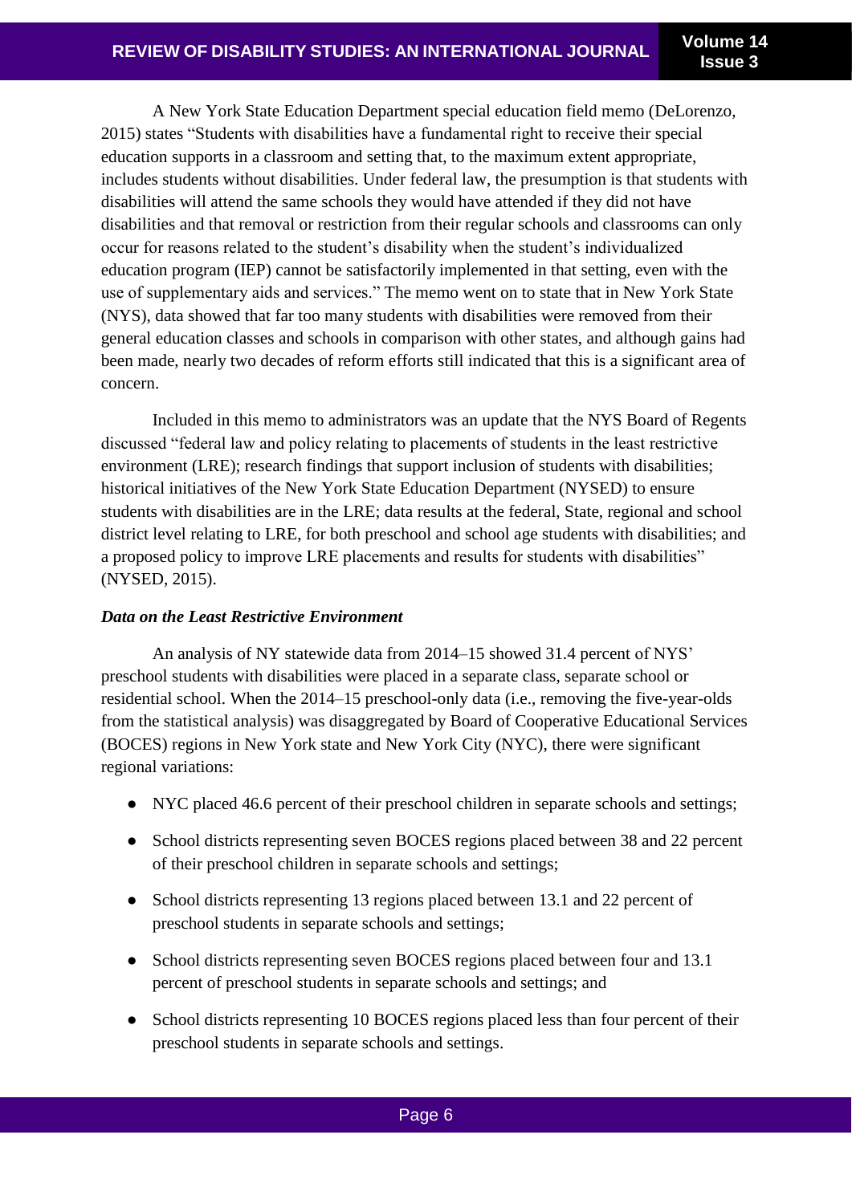A New York State Education Department special education field memo (DeLorenzo, 2015) states "Students with disabilities have a fundamental right to receive their special education supports in a classroom and setting that, to the maximum extent appropriate, includes students without disabilities. Under federal law, the presumption is that students with disabilities will attend the same schools they would have attended if they did not have disabilities and that removal or restriction from their regular schools and classrooms can only occur for reasons related to the student's disability when the student's individualized education program (IEP) cannot be satisfactorily implemented in that setting, even with the use of supplementary aids and services." The memo went on to state that in New York State (NYS), data showed that far too many students with disabilities were removed from their general education classes and schools in comparison with other states, and although gains had been made, nearly two decades of reform efforts still indicated that this is a significant area of concern.

Included in this memo to administrators was an update that the NYS Board of Regents discussed "federal law and policy relating to placements of students in the least restrictive environment (LRE); research findings that support inclusion of students with disabilities; historical initiatives of the New York State Education Department (NYSED) to ensure students with disabilities are in the LRE; data results at the federal, State, regional and school district level relating to LRE, for both preschool and school age students with disabilities; and a proposed policy to improve LRE placements and results for students with disabilities" (NYSED, 2015).

### *Data on the Least Restrictive Environment*

An analysis of NY statewide data from 2014–15 showed 31.4 percent of NYS' preschool students with disabilities were placed in a separate class, separate school or residential school. When the 2014–15 preschool-only data (i.e., removing the five-year-olds from the statistical analysis) was disaggregated by Board of Cooperative Educational Services (BOCES) regions in New York state and New York City (NYC), there were significant regional variations:

- NYC placed 46.6 percent of their preschool children in separate schools and settings;
- School districts representing seven BOCES regions placed between 38 and 22 percent of their preschool children in separate schools and settings;
- School districts representing 13 regions placed between 13.1 and 22 percent of preschool students in separate schools and settings;
- School districts representing seven BOCES regions placed between four and 13.1 percent of preschool students in separate schools and settings; and
- School districts representing 10 BOCES regions placed less than four percent of their preschool students in separate schools and settings.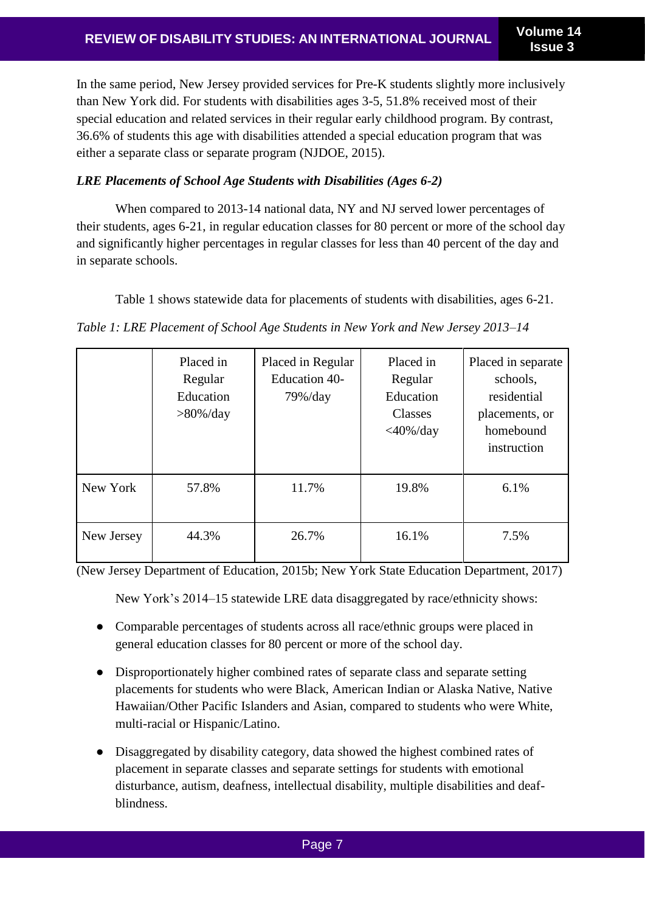In the same period, New Jersey provided services for Pre-K students slightly more inclusively than New York did. For students with disabilities ages 3-5, 51.8% received most of their special education and related services in their regular early childhood program. By contrast, 36.6% of students this age with disabilities attended a special education program that was either a separate class or separate program (NJDOE, 2015).

### *LRE Placements of School Age Students with Disabilities (Ages 6-2)*

When compared to 2013-14 national data, NY and NJ served lower percentages of their students, ages 6-21, in regular education classes for 80 percent or more of the school day and significantly higher percentages in regular classes for less than 40 percent of the day and in separate schools.

Table 1 shows statewide data for placements of students with disabilities, ages 6-21.

*Table 1: LRE Placement of School Age Students in New York and New Jersey 2013–14*

| | Placed in Regular Education >80%/day | Placed in Regular Education 40-79%/day | Placed in Regular Education Classes <40%/day | Placed in separate schools, residential placements, or homebound instruction |
|---|---|---|---|---|
| New York | 57.8% | 11.7% | 19.8% | 6.1% |
| New Jersey | 44.3% | 26.7% | 16.1% | 7.5% |

(New Jersey Department of Education, 2015b; New York State Education Department, 2017)

New York's 2014–15 statewide LRE data disaggregated by race/ethnicity shows:

- Comparable percentages of students across all race/ethnic groups were placed in general education classes for 80 percent or more of the school day.
- Disproportionately higher combined rates of separate class and separate setting placements for students who were Black, American Indian or Alaska Native, Native Hawaiian/Other Pacific Islanders and Asian, compared to students who were White, multi-racial or Hispanic/Latino.
- Disaggregated by disability category, data showed the highest combined rates of placement in separate classes and separate settings for students with emotional disturbance, autism, deafness, intellectual disability, multiple disabilities and deaf-blindness.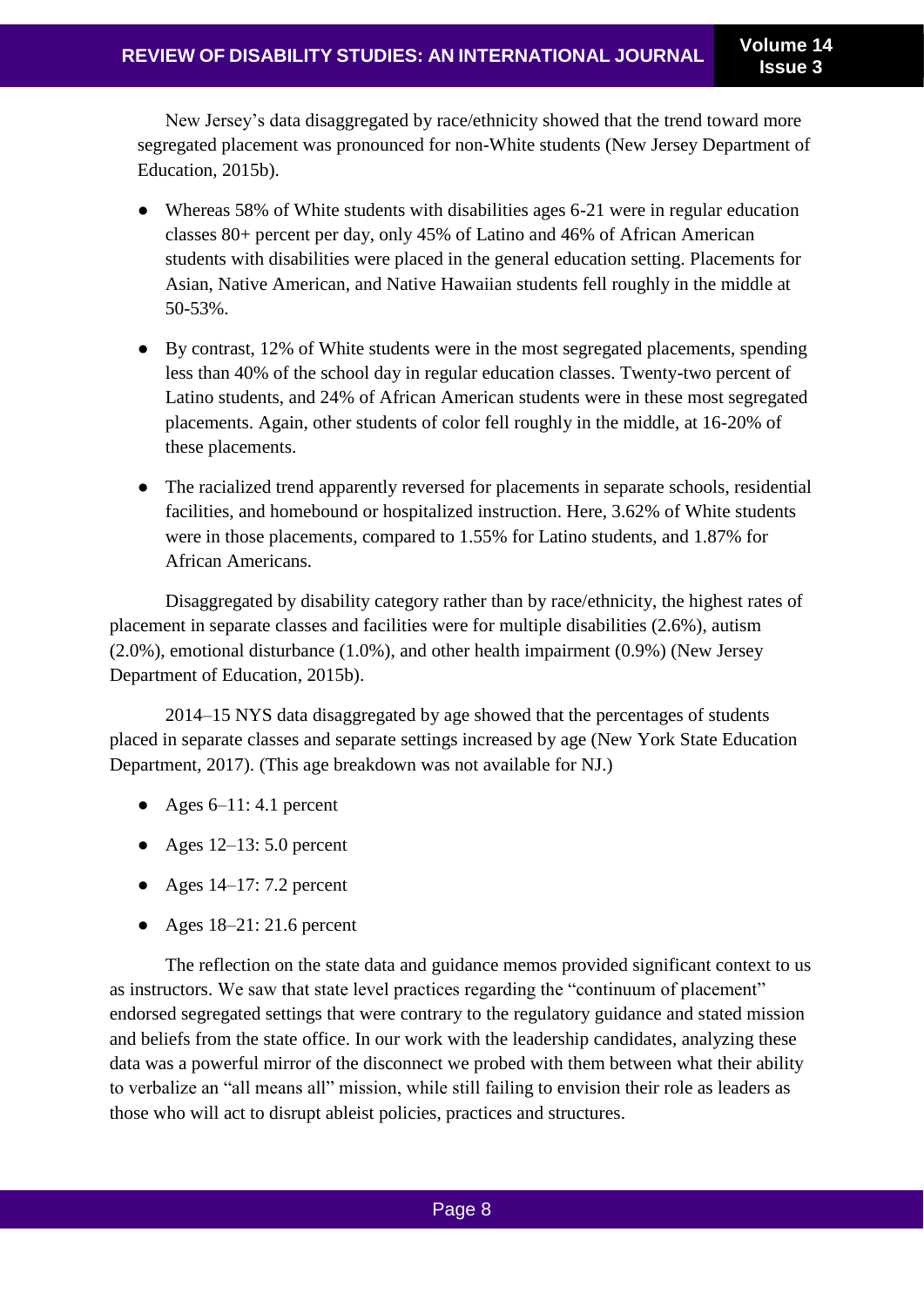New Jersey's data disaggregated by race/ethnicity showed that the trend toward more segregated placement was pronounced for non-White students (New Jersey Department of Education, 2015b).

- Whereas 58% of White students with disabilities ages 6-21 were in regular education classes 80+ percent per day, only 45% of Latino and 46% of African American students with disabilities were placed in the general education setting. Placements for Asian, Native American, and Native Hawaiian students fell roughly in the middle at 50-53%.
- By contrast, 12% of White students were in the most segregated placements, spending less than 40% of the school day in regular education classes. Twenty-two percent of Latino students, and 24% of African American students were in these most segregated placements. Again, other students of color fell roughly in the middle, at 16-20% of these placements.
- The racialized trend apparently reversed for placements in separate schools, residential facilities, and homebound or hospitalized instruction. Here, 3.62% of White students were in those placements, compared to 1.55% for Latino students, and 1.87% for African Americans.

Disaggregated by disability category rather than by race/ethnicity, the highest rates of placement in separate classes and facilities were for multiple disabilities (2.6%), autism (2.0%), emotional disturbance (1.0%), and other health impairment (0.9%) (New Jersey Department of Education, 2015b).

2014–15 NYS data disaggregated by age showed that the percentages of students placed in separate classes and separate settings increased by age (New York State Education Department, 2017). (This age breakdown was not available for NJ.)

- Ages 6–11: 4.1 percent
- Ages 12–13: 5.0 percent
- Ages 14–17: 7.2 percent
- Ages 18–21: 21.6 percent

The reflection on the state data and guidance memos provided significant context to us as instructors. We saw that state level practices regarding the "continuum of placement" endorsed segregated settings that were contrary to the regulatory guidance and stated mission and beliefs from the state office. In our work with the leadership candidates, analyzing these data was a powerful mirror of the disconnect we probed with them between what their ability to verbalize an "all means all" mission, while still failing to envision their role as leaders as those who will act to disrupt ableist policies, practices and structures.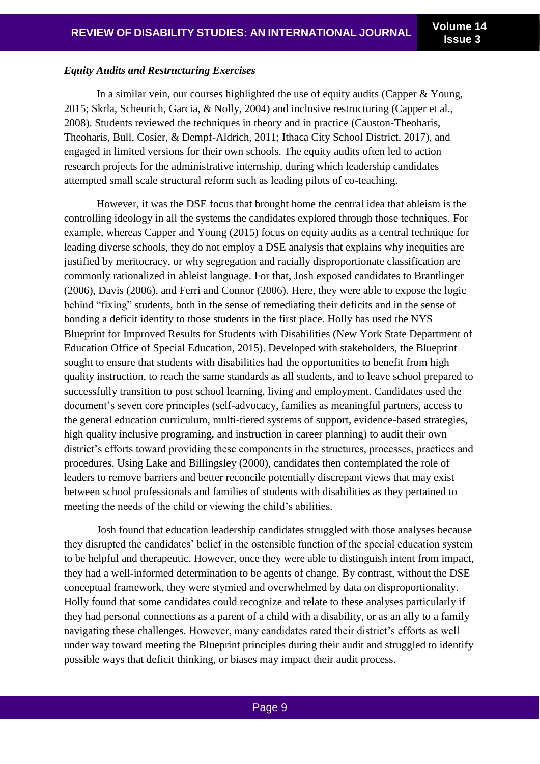### *Equity Audits and Restructuring Exercises*

In a similar vein, our courses highlighted the use of equity audits (Capper & Young, 2015; Skrla, Scheurich, Garcia, & Nolly, 2004) and inclusive restructuring (Capper et al., 2008). Students reviewed the techniques in theory and in practice (Causton-Theoharis, Theoharis, Bull, Cosier, & Dempf-Aldrich, 2011; Ithaca City School District, 2017), and engaged in limited versions for their own schools. The equity audits often led to action research projects for the administrative internship, during which leadership candidates attempted small scale structural reform such as leading pilots of co-teaching.

However, it was the DSE focus that brought home the central idea that ableism is the controlling ideology in all the systems the candidates explored through those techniques. For example, whereas Capper and Young (2015) focus on equity audits as a central technique for leading diverse schools, they do not employ a DSE analysis that explains why inequities are justified by meritocracy, or why segregation and racially disproportionate classification are commonly rationalized in ableist language. For that, Josh exposed candidates to Brantlinger (2006), Davis (2006), and Ferri and Connor (2006). Here, they were able to expose the logic behind "fixing" students, both in the sense of remediating their deficits and in the sense of bonding a deficit identity to those students in the first place. Holly has used the NYS Blueprint for Improved Results for Students with Disabilities (New York State Department of Education Office of Special Education, 2015). Developed with stakeholders, the Blueprint sought to ensure that students with disabilities had the opportunities to benefit from high quality instruction, to reach the same standards as all students, and to leave school prepared to successfully transition to post school learning, living and employment. Candidates used the document's seven core principles (self-advocacy, families as meaningful partners, access to the general education curriculum, multi-tiered systems of support, evidence-based strategies, high quality inclusive programing, and instruction in career planning) to audit their own district's efforts toward providing these components in the structures, processes, practices and procedures. Using Lake and Billingsley (2000), candidates then contemplated the role of leaders to remove barriers and better reconcile potentially discrepant views that may exist between school professionals and families of students with disabilities as they pertained to meeting the needs of the child or viewing the child's abilities.

Josh found that education leadership candidates struggled with those analyses because they disrupted the candidates' belief in the ostensible function of the special education system to be helpful and therapeutic. However, once they were able to distinguish intent from impact, they had a well-informed determination to be agents of change. By contrast, without the DSE conceptual framework, they were stymied and overwhelmed by data on disproportionality. Holly found that some candidates could recognize and relate to these analyses particularly if they had personal connections as a parent of a child with a disability, or as an ally to a family navigating these challenges. However, many candidates rated their district's efforts as well under way toward meeting the Blueprint principles during their audit and struggled to identify possible ways that deficit thinking, or biases may impact their audit process.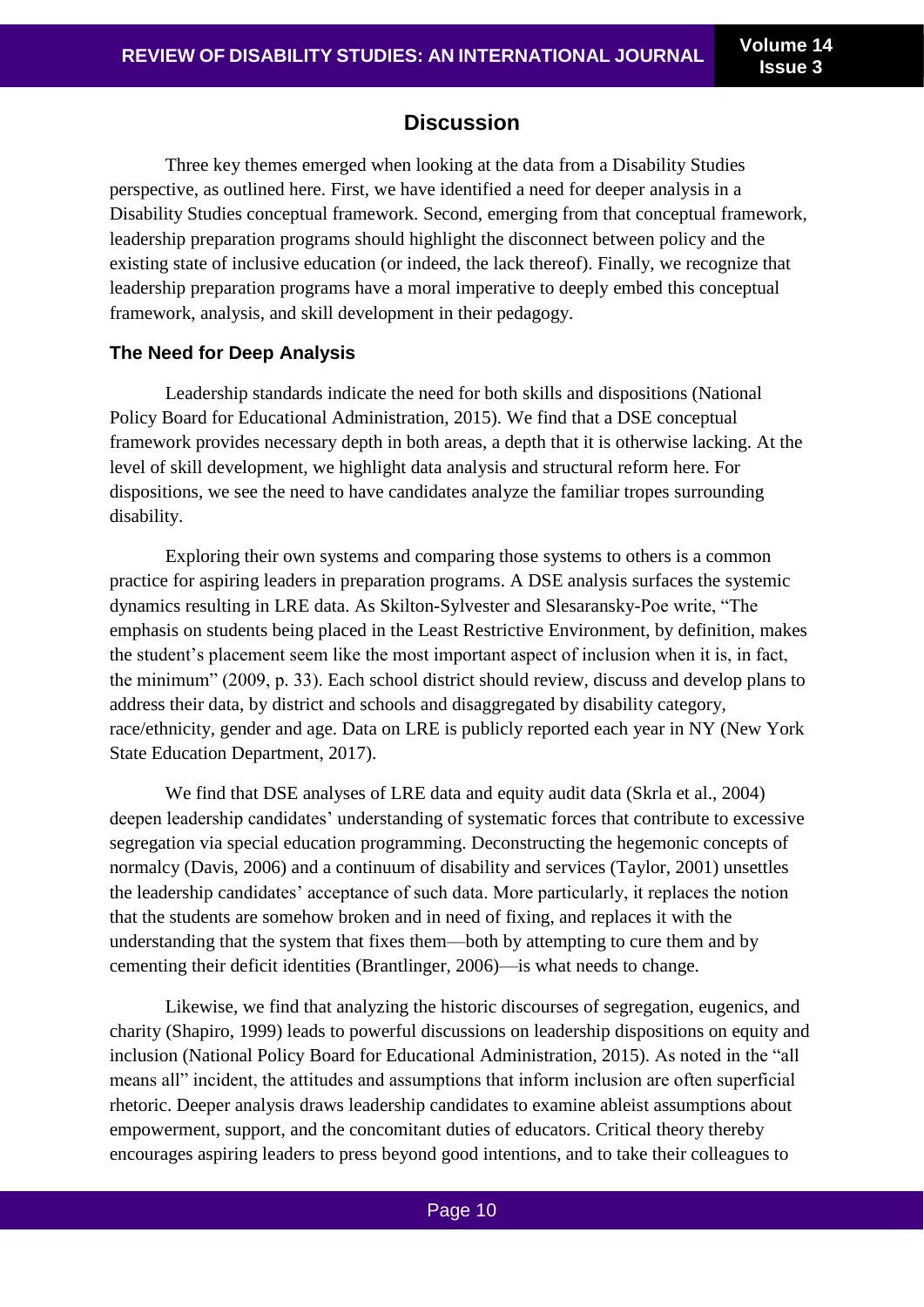## Discussion

Three key themes emerged when looking at the data from a Disability Studies perspective, as outlined here. First, we have identified a need for deeper analysis in a Disability Studies conceptual framework. Second, emerging from that conceptual framework, leadership preparation programs should highlight the disconnect between policy and the existing state of inclusive education (or indeed, the lack thereof). Finally, we recognize that leadership preparation programs have a moral imperative to deeply embed this conceptual framework, analysis, and skill development in their pedagogy.

### The Need for Deep Analysis

Leadership standards indicate the need for both skills and dispositions (National Policy Board for Educational Administration, 2015). We find that a DSE conceptual framework provides necessary depth in both areas, a depth that it is otherwise lacking. At the level of skill development, we highlight data analysis and structural reform here. For dispositions, we see the need to have candidates analyze the familiar tropes surrounding disability.

Exploring their own systems and comparing those systems to others is a common practice for aspiring leaders in preparation programs. A DSE analysis surfaces the systemic dynamics resulting in LRE data. As Skilton-Sylvester and Slesaransky-Poe write, "The emphasis on students being placed in the Least Restrictive Environment, by definition, makes the student's placement seem like the most important aspect of inclusion when it is, in fact, the minimum" (2009, p. 33). Each school district should review, discuss and develop plans to address their data, by district and schools and disaggregated by disability category, race/ethnicity, gender and age. Data on LRE is publicly reported each year in NY (New York State Education Department, 2017).

We find that DSE analyses of LRE data and equity audit data (Skrla et al., 2004) deepen leadership candidates' understanding of systematic forces that contribute to excessive segregation via special education programming. Deconstructing the hegemonic concepts of normalcy (Davis, 2006) and a continuum of disability and services (Taylor, 2001) unsettles the leadership candidates' acceptance of such data. More particularly, it replaces the notion that the students are somehow broken and in need of fixing, and replaces it with the understanding that the system that fixes them—both by attempting to cure them and by cementing their deficit identities (Brantlinger, 2006)—is what needs to change.

Likewise, we find that analyzing the historic discourses of segregation, eugenics, and charity (Shapiro, 1999) leads to powerful discussions on leadership dispositions on equity and inclusion (National Policy Board for Educational Administration, 2015). As noted in the "all means all" incident, the attitudes and assumptions that inform inclusion are often superficial rhetoric. Deeper analysis draws leadership candidates to examine ableist assumptions about empowerment, support, and the concomitant duties of educators. Critical theory thereby encourages aspiring leaders to press beyond good intentions, and to take their colleagues to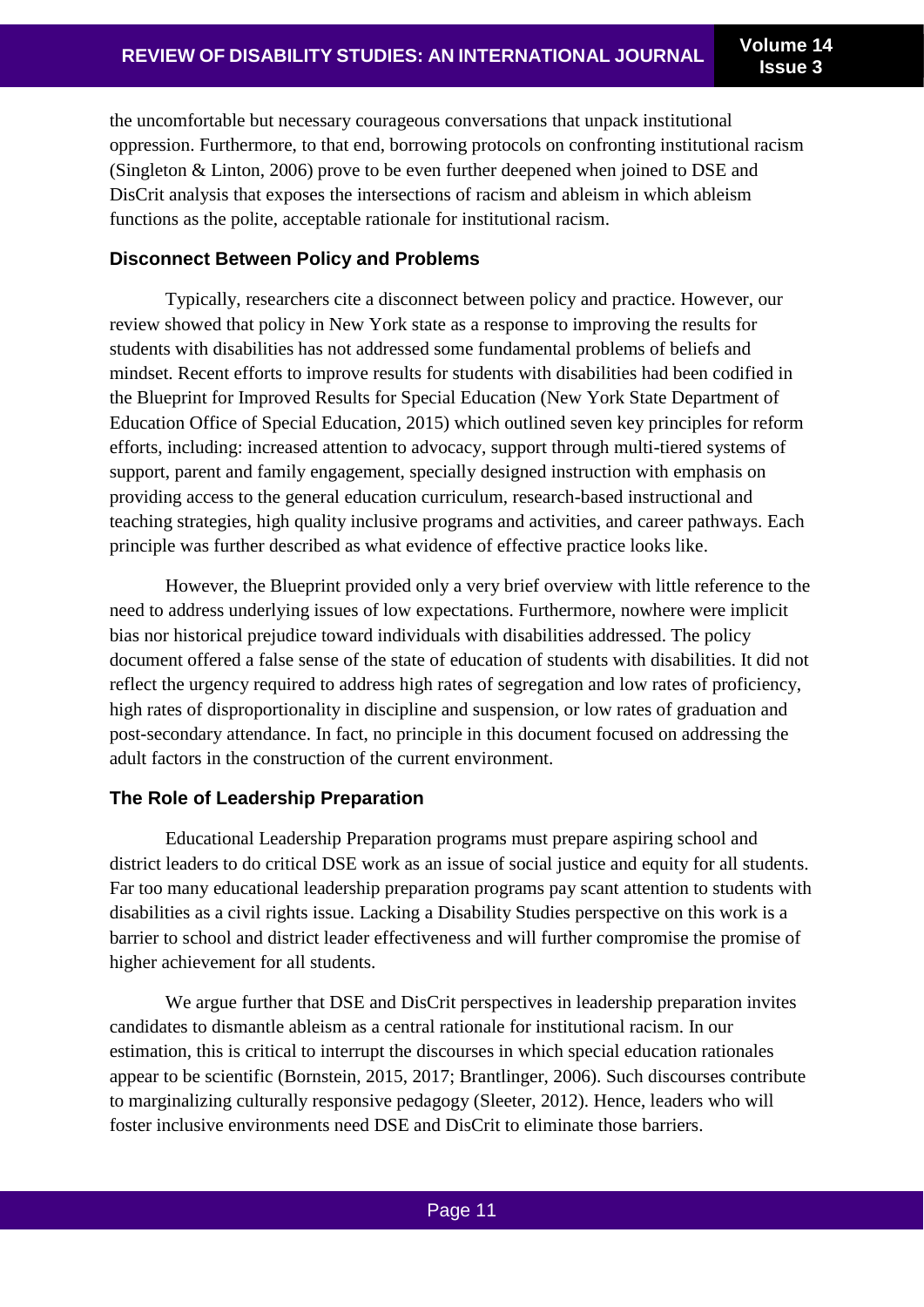the uncomfortable but necessary courageous conversations that unpack institutional oppression. Furthermore, to that end, borrowing protocols on confronting institutional racism (Singleton & Linton, 2006) prove to be even further deepened when joined to DSE and DisCrit analysis that exposes the intersections of racism and ableism in which ableism functions as the polite, acceptable rationale for institutional racism.

### Disconnect Between Policy and Problems

Typically, researchers cite a disconnect between policy and practice. However, our review showed that policy in New York state as a response to improving the results for students with disabilities has not addressed some fundamental problems of beliefs and mindset. Recent efforts to improve results for students with disabilities had been codified in the Blueprint for Improved Results for Special Education (New York State Department of Education Office of Special Education, 2015) which outlined seven key principles for reform efforts, including: increased attention to advocacy, support through multi-tiered systems of support, parent and family engagement, specially designed instruction with emphasis on providing access to the general education curriculum, research-based instructional and teaching strategies, high quality inclusive programs and activities, and career pathways. Each principle was further described as what evidence of effective practice looks like.

However, the Blueprint provided only a very brief overview with little reference to the need to address underlying issues of low expectations. Furthermore, nowhere were implicit bias nor historical prejudice toward individuals with disabilities addressed. The policy document offered a false sense of the state of education of students with disabilities. It did not reflect the urgency required to address high rates of segregation and low rates of proficiency, high rates of disproportionality in discipline and suspension, or low rates of graduation and post-secondary attendance. In fact, no principle in this document focused on addressing the adult factors in the construction of the current environment.

### The Role of Leadership Preparation

Educational Leadership Preparation programs must prepare aspiring school and district leaders to do critical DSE work as an issue of social justice and equity for all students. Far too many educational leadership preparation programs pay scant attention to students with disabilities as a civil rights issue. Lacking a Disability Studies perspective on this work is a barrier to school and district leader effectiveness and will further compromise the promise of higher achievement for all students.

We argue further that DSE and DisCrit perspectives in leadership preparation invites candidates to dismantle ableism as a central rationale for institutional racism. In our estimation, this is critical to interrupt the discourses in which special education rationales appear to be scientific (Bornstein, 2015, 2017; Brantlinger, 2006). Such discourses contribute to marginalizing culturally responsive pedagogy (Sleeter, 2012). Hence, leaders who will foster inclusive environments need DSE and DisCrit to eliminate those barriers.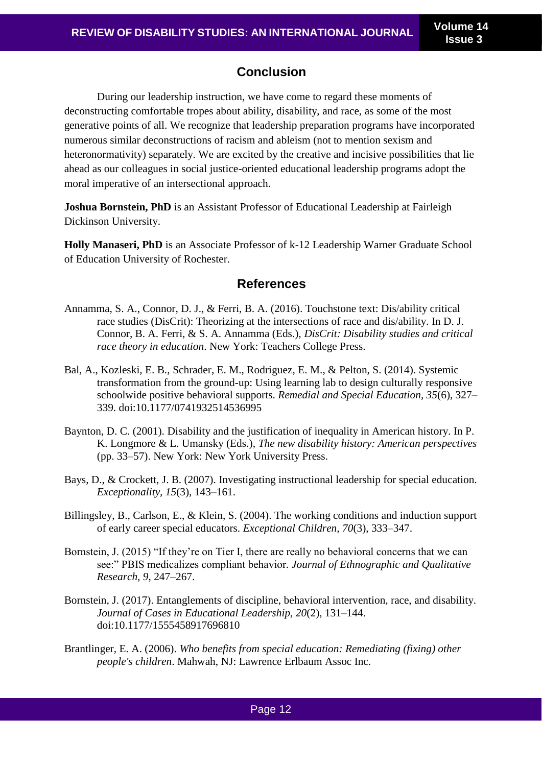## Conclusion

During our leadership instruction, we have come to regard these moments of deconstructing comfortable tropes about ability, disability, and race, as some of the most generative points of all. We recognize that leadership preparation programs have incorporated numerous similar deconstructions of racism and ableism (not to mention sexism and heteronormativity) separately. We are excited by the creative and incisive possibilities that lie ahead as our colleagues in social justice-oriented educational leadership programs adopt the moral imperative of an intersectional approach.

**Joshua Bornstein, PhD** is an Assistant Professor of Educational Leadership at Fairleigh Dickinson University.

**Holly Manaseri, PhD** is an Associate Professor of k-12 Leadership Warner Graduate School of Education University of Rochester.

## References

Annamma, S. A., Connor, D. J., & Ferri, B. A. (2016). Touchstone text: Dis/ability critical race studies (DisCrit): Theorizing at the intersections of race and dis/ability. In D. J. Connor, B. A. Ferri, & S. A. Annamma (Eds.), *DisCrit: Disability studies and critical race theory in education*. New York: Teachers College Press.

Bal, A., Kozleski, E. B., Schrader, E. M., Rodriguez, E. M., & Pelton, S. (2014). Systemic transformation from the ground-up: Using learning lab to design culturally responsive schoolwide positive behavioral supports. *Remedial and Special Education, 35*(6), 327–339. doi:10.1177/0741932514536995

Baynton, D. C. (2001). Disability and the justification of inequality in American history. In P. K. Longmore & L. Umansky (Eds.), *The new disability history: American perspectives* (pp. 33–57). New York: New York University Press.

Bays, D., & Crockett, J. B. (2007). Investigating instructional leadership for special education. *Exceptionality, 15*(3), 143–161.

Billingsley, B., Carlson, E., & Klein, S. (2004). The working conditions and induction support of early career special educators. *Exceptional Children, 70*(3), 333–347.

Bornstein, J. (2015) "If they're on Tier I, there are really no behavioral concerns that we can see:" PBIS medicalizes compliant behavior. *Journal of Ethnographic and Qualitative Research, 9*, 247–267.

Bornstein, J. (2017). Entanglements of discipline, behavioral intervention, race, and disability. *Journal of Cases in Educational Leadership, 20*(2), 131–144. doi:10.1177/1555458917696810

Brantlinger, E. A. (2006). *Who benefits from special education: Remediating (fixing) other people's children*. Mahwah, NJ: Lawrence Erlbaum Assoc Inc.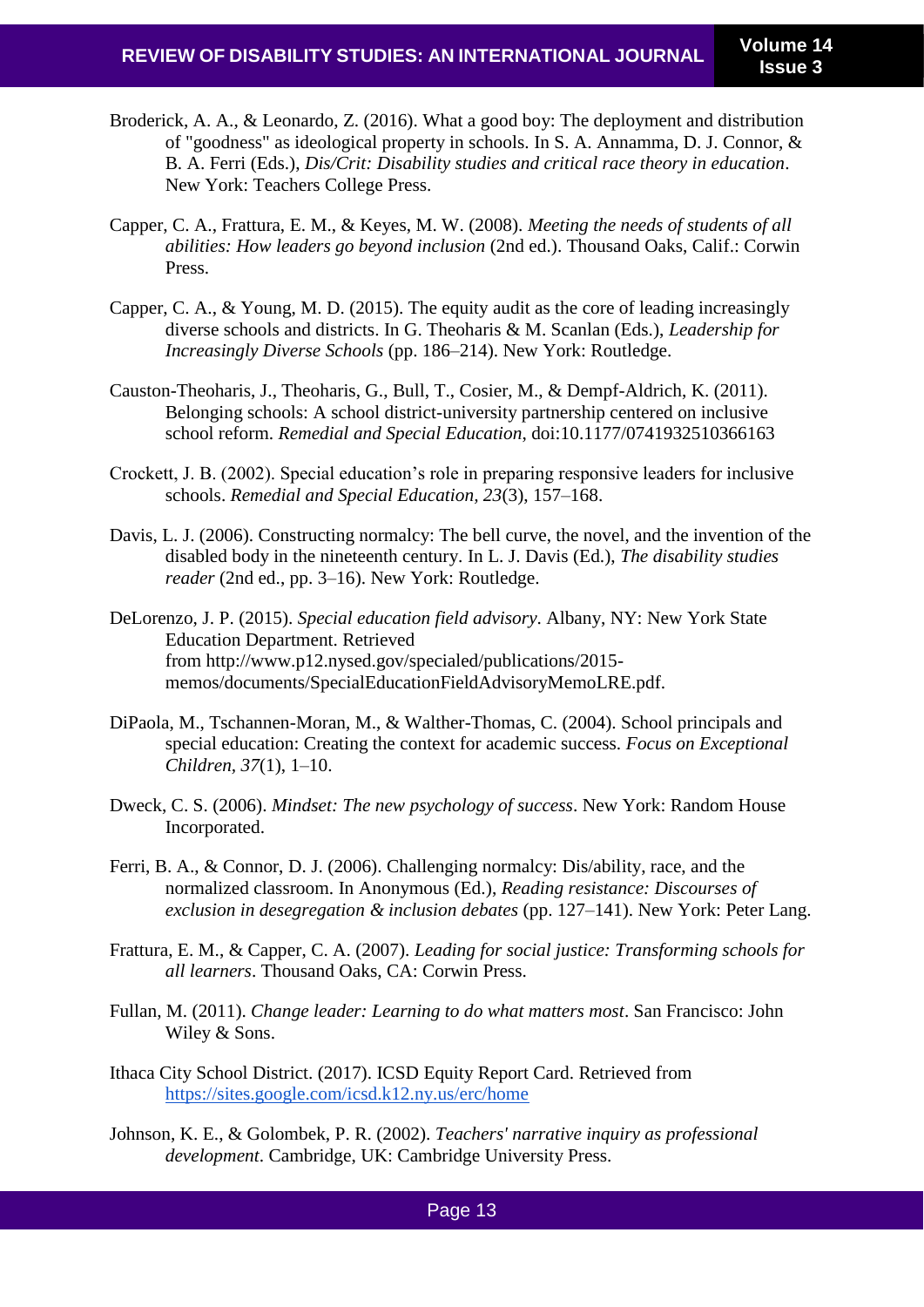Broderick, A. A., & Leonardo, Z. (2016). What a good boy: The deployment and distribution of "goodness" as ideological property in schools. In S. A. Annamma, D. J. Connor, & B. A. Ferri (Eds.), *Dis/Crit: Disability studies and critical race theory in education*. New York: Teachers College Press.

Capper, C. A., Frattura, E. M., & Keyes, M. W. (2008). *Meeting the needs of students of all abilities: How leaders go beyond inclusion* (2nd ed.). Thousand Oaks, Calif.: Corwin Press.

Capper, C. A., & Young, M. D. (2015). The equity audit as the core of leading increasingly diverse schools and districts. In G. Theoharis & M. Scanlan (Eds.), *Leadership for Increasingly Diverse Schools* (pp. 186–214). New York: Routledge.

Causton-Theoharis, J., Theoharis, G., Bull, T., Cosier, M., & Dempf-Aldrich, K. (2011). Belonging schools: A school district-university partnership centered on inclusive school reform. *Remedial and Special Education*, doi:10.1177/0741932510366163

Crockett, J. B. (2002). Special education's role in preparing responsive leaders for inclusive schools. *Remedial and Special Education*, *23*(3), 157–168.

Davis, L. J. (2006). Constructing normalcy: The bell curve, the novel, and the invention of the disabled body in the nineteenth century. In L. J. Davis (Ed.), *The disability studies reader* (2nd ed., pp. 3–16). New York: Routledge.

DeLorenzo, J. P. (2015). *Special education field advisory*. Albany, NY: New York State Education Department. Retrieved from http://www.p12.nysed.gov/specialed/publications/2015-memos/documents/SpecialEducationFieldAdvisoryMemoLRE.pdf.

DiPaola, M., Tschannen-Moran, M., & Walther-Thomas, C. (2004). School principals and special education: Creating the context for academic success. *Focus on Exceptional Children*, *37*(1), 1–10.

Dweck, C. S. (2006). *Mindset: The new psychology of success*. New York: Random House Incorporated.

Ferri, B. A., & Connor, D. J. (2006). Challenging normalcy: Dis/ability, race, and the normalized classroom. In Anonymous (Ed.), *Reading resistance: Discourses of exclusion in desegregation & inclusion debates* (pp. 127–141). New York: Peter Lang.

Frattura, E. M., & Capper, C. A. (2007). *Leading for social justice: Transforming schools for all learners*. Thousand Oaks, CA: Corwin Press.

Fullan, M. (2011). *Change leader: Learning to do what matters most*. San Francisco: John Wiley & Sons.

Ithaca City School District. (2017). ICSD Equity Report Card. Retrieved from https://sites.google.com/icsd.k12.ny.us/erc/home

Johnson, K. E., & Golombek, P. R. (2002). *Teachers' narrative inquiry as professional development*. Cambridge, UK: Cambridge University Press.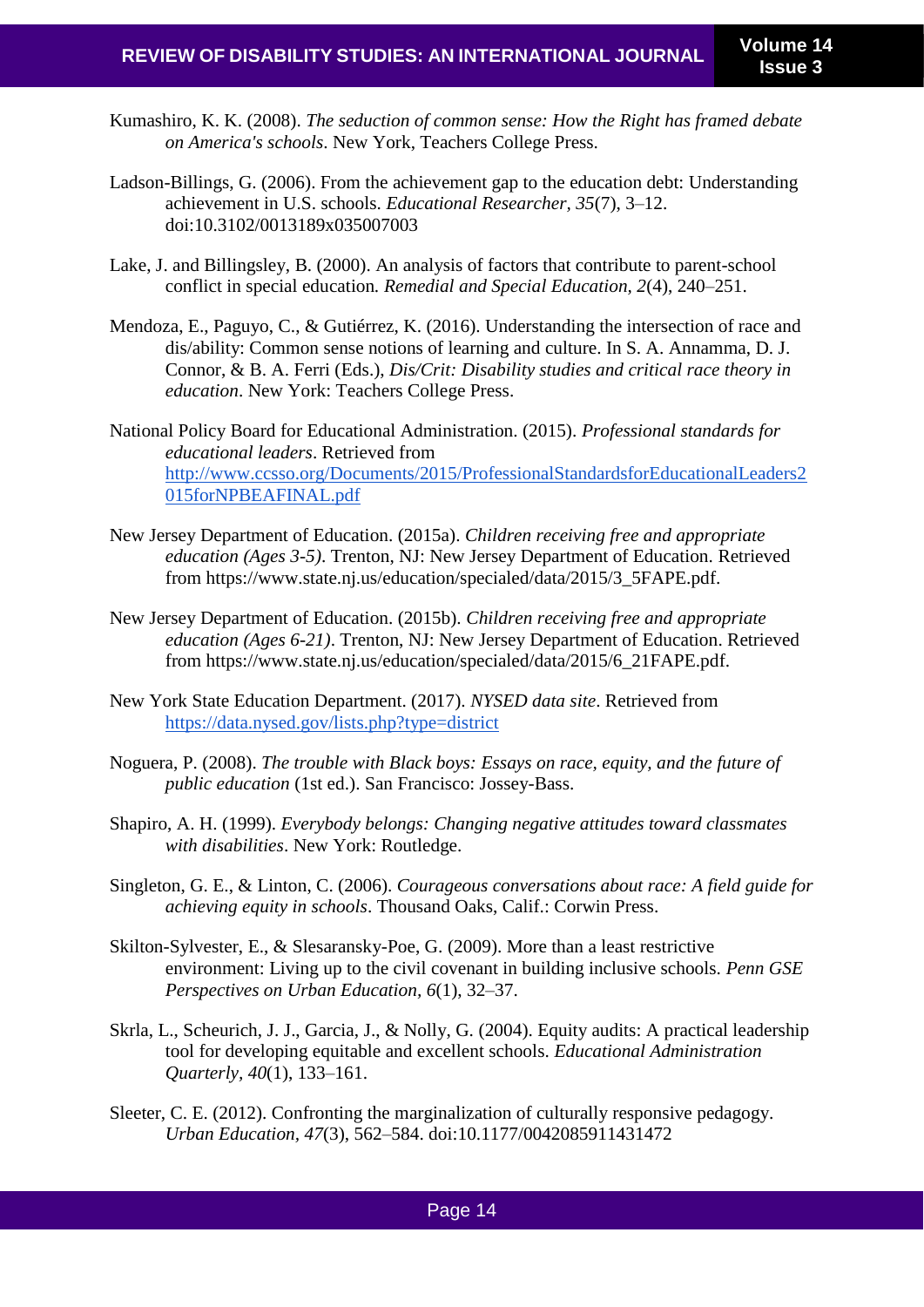Kumashiro, K. K. (2008). *The seduction of common sense: How the Right has framed debate on America's schools*. New York, Teachers College Press.

Ladson-Billings, G. (2006). From the achievement gap to the education debt: Understanding achievement in U.S. schools. *Educational Researcher, 35*(7), 3–12. doi:10.3102/0013189x035007003

Lake, J. and Billingsley, B. (2000). An analysis of factors that contribute to parent-school conflict in special education*. Remedial and Special Education, 2*(4), 240–251.

Mendoza, E., Paguyo, C., & Gutiérrez, K. (2016). Understanding the intersection of race and dis/ability: Common sense notions of learning and culture. In S. A. Annamma, D. J. Connor, & B. A. Ferri (Eds.), *Dis/Crit: Disability studies and critical race theory in education*. New York: Teachers College Press.

National Policy Board for Educational Administration. (2015). *Professional standards for educational leaders*. Retrieved from [http://www.ccsso.org/Documents/2015/ProfessionalStandardsforEducationalLeaders2015forNPBEAFINAL.pdf](http://www.ccsso.org/Documents/2015/ProfessionalStandardsforEducationalLeaders2015forNPBEAFINAL.pdf)

New Jersey Department of Education. (2015a). *Children receiving free and appropriate education (Ages 3-5)*. Trenton, NJ: New Jersey Department of Education. Retrieved from https://www.state.nj.us/education/specialed/data/2015/3_5FAPE.pdf.

New Jersey Department of Education. (2015b). *Children receiving free and appropriate education (Ages 6-21)*. Trenton, NJ: New Jersey Department of Education. Retrieved from https://www.state.nj.us/education/specialed/data/2015/6_21FAPE.pdf.

New York State Education Department. (2017). *NYSED data site*. Retrieved from [https://data.nysed.gov/lists.php?type=district](https://data.nysed.gov/lists.php?type=district)

Noguera, P. (2008). *The trouble with Black boys: Essays on race, equity, and the future of public education* (1st ed.). San Francisco: Jossey-Bass.

Shapiro, A. H. (1999). *Everybody belongs: Changing negative attitudes toward classmates with disabilities*. New York: Routledge.

Singleton, G. E., & Linton, C. (2006). *Courageous conversations about race: A field guide for achieving equity in schools*. Thousand Oaks, Calif.: Corwin Press.

Skilton-Sylvester, E., & Slesaransky-Poe, G. (2009). More than a least restrictive environment: Living up to the civil covenant in building inclusive schools. *Penn GSE Perspectives on Urban Education, 6*(1), 32–37.

Skrla, L., Scheurich, J. J., Garcia, J., & Nolly, G. (2004). Equity audits: A practical leadership tool for developing equitable and excellent schools. *Educational Administration Quarterly, 40*(1), 133–161.

Sleeter, C. E. (2012). Confronting the marginalization of culturally responsive pedagogy. *Urban Education, 47*(3), 562–584. doi:10.1177/0042085911431472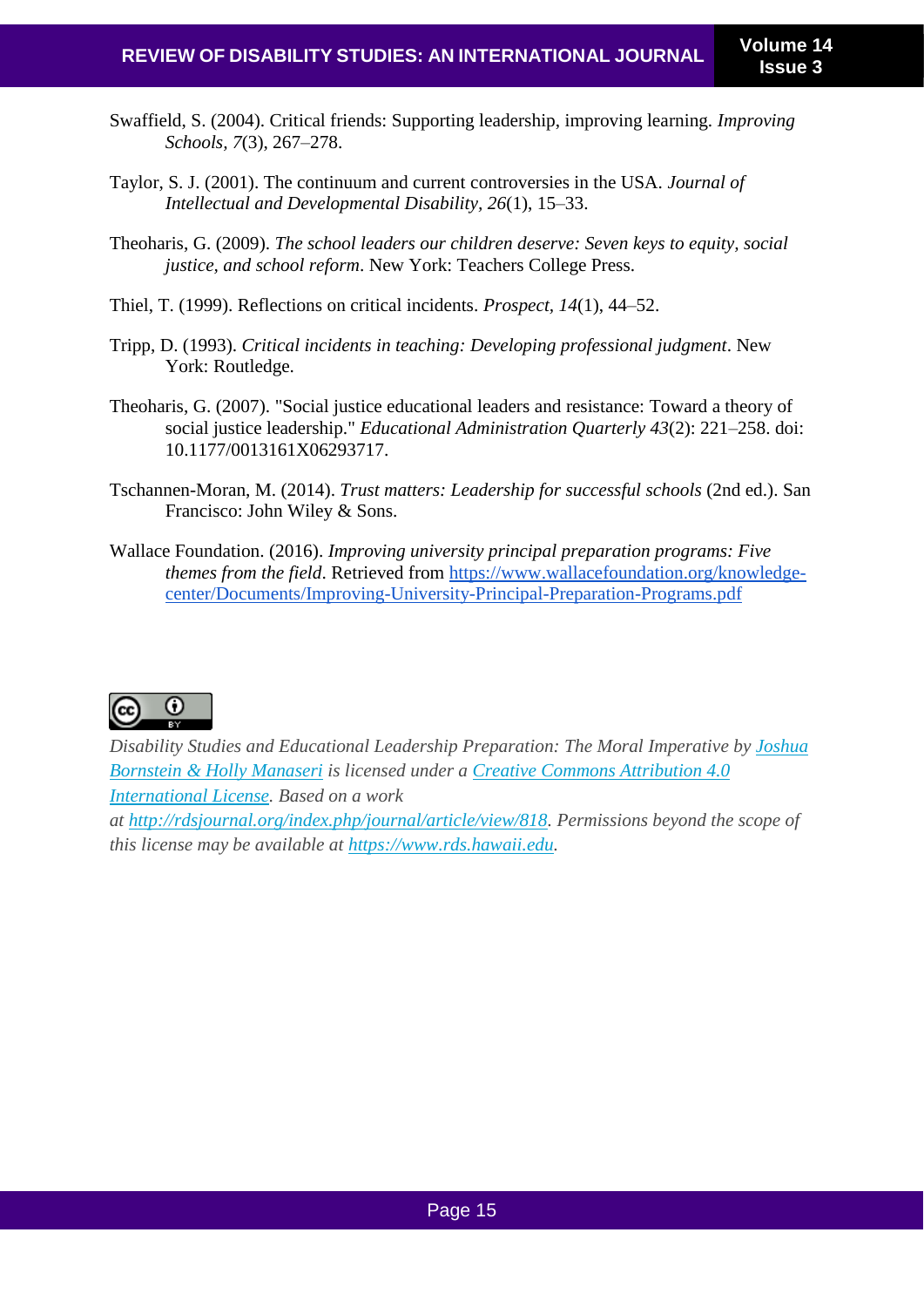Swaffield, S. (2004). Critical friends: Supporting leadership, improving learning. *Improving Schools, 7*(3), 267–278.

Taylor, S. J. (2001). The continuum and current controversies in the USA. *Journal of Intellectual and Developmental Disability, 26*(1), 15–33.

Theoharis, G. (2009). *The school leaders our children deserve: Seven keys to equity, social justice, and school reform*. New York: Teachers College Press.

Thiel, T. (1999). Reflections on critical incidents. *Prospect, 14*(1), 44–52.

Tripp, D. (1993). *Critical incidents in teaching: Developing professional judgment*. New York: Routledge.

Theoharis, G. (2007). "Social justice educational leaders and resistance: Toward a theory of social justice leadership." *Educational Administration Quarterly 43*(2): 221–258. doi: 10.1177/0013161X06293717.

Tschannen-Moran, M. (2014). *Trust matters: Leadership for successful schools* (2nd ed.). San Francisco: John Wiley & Sons.

Wallace Foundation. (2016). *Improving university principal preparation programs: Five themes from the field*. Retrieved from https://www.wallacefoundation.org/knowledge-center/Documents/Improving-University-Principal-Preparation-Programs.pdf

*Disability Studies and Educational Leadership Preparation: The Moral Imperative by Joshua Bornstein & Holly Manaseri is licensed under a Creative Commons Attribution 4.0 International License. Based on a work at http://rdsjournal.org/index.php/journal/article/view/818. Permissions beyond the scope of this license may be available at https://www.rds.hawaii.edu.*